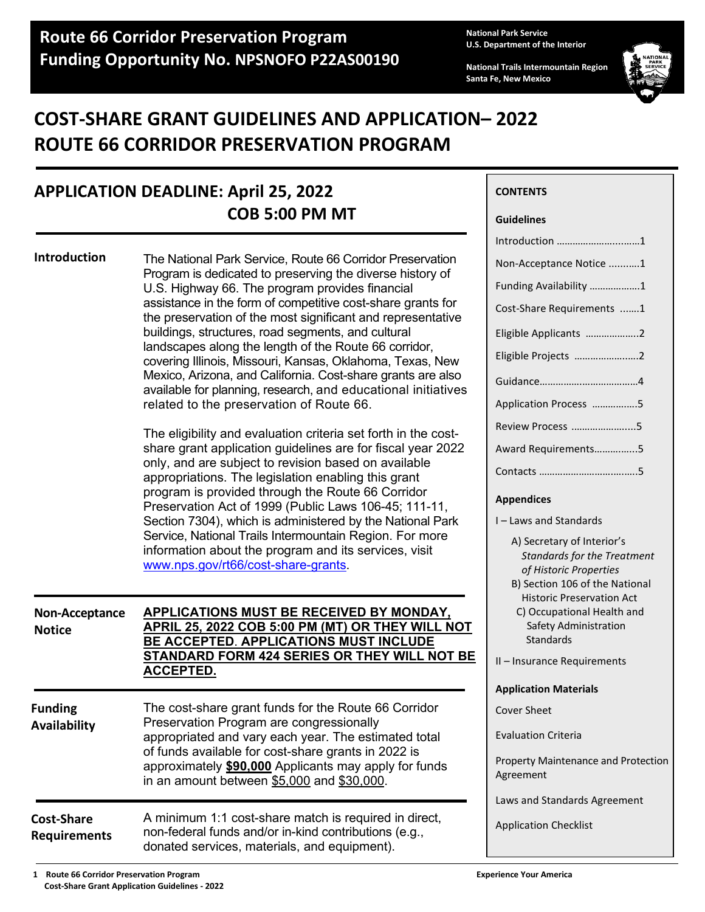**Route 66 Corridor Preservation Program**
**Funding Opportunity No. NPSNOFO P22AS00190**

National Park Service
U.S. Department of the Interior

National Trails Intermountain Region
Santa Fe, New Mexico

# COST-SHARE GRANT GUIDELINES AND APPLICATION– 2022
# ROUTE 66 CORRIDOR PRESERVATION PROGRAM

## APPLICATION DEADLINE: April 25, 2022 COB 5:00 PM MT

**CONTENTS**

**Guidelines**

- Introduction ....................................1
- Non-Acceptance Notice ...........1
- Funding Availability ..................1
- Cost-Share Requirements .......1
- Eligible Applicants ....................2
- Eligible Projects ........................2
- Guidance.......................................4
- Application Process .................5
- Review Process ..........................5
- Award Requirements................5
- Contacts .......................................5

**Appendices**

- I – Laws and Standards
  - A) Secretary of Interior's *Standards for the Treatment of Historic Properties*
  - B) Section 106 of the National Historic Preservation Act
  - C) Occupational Health and Safety Administration Standards
- II – Insurance Requirements

**Application Materials**

- Cover Sheet
- Evaluation Criteria
- Property Maintenance and Protection Agreement
- Laws and Standards Agreement
- Application Checklist

### Introduction

The National Park Service, Route 66 Corridor Preservation Program is dedicated to preserving the diverse history of U.S. Highway 66. The program provides financial assistance in the form of competitive cost-share grants for the preservation of the most significant and representative buildings, structures, road segments, and cultural landscapes along the length of the Route 66 corridor, covering Illinois, Missouri, Kansas, Oklahoma, Texas, New Mexico, Arizona, and California. Cost-share grants are also available for planning, research, and educational initiatives related to the preservation of Route 66.

The eligibility and evaluation criteria set forth in the cost-share grant application guidelines are for fiscal year 2022 only, and are subject to revision based on available appropriations. The legislation enabling this grant program is provided through the Route 66 Corridor Preservation Act of 1999 (Public Laws 106-45; 111-11, Section 7304), which is administered by the National Park Service, National Trails Intermountain Region. For more information about the program and its services, visit www.nps.gov/rt66/cost-share-grants.

### Non-Acceptance Notice

**APPLICATIONS MUST BE RECEIVED BY MONDAY, APRIL 25, 2022 COB 5:00 PM (MT) OR THEY WILL NOT BE ACCEPTED. APPLICATIONS MUST INCLUDE STANDARD FORM 424 SERIES OR THEY WILL NOT BE ACCEPTED.**

### Funding Availability

The cost-share grant funds for the Route 66 Corridor Preservation Program are congressionally appropriated and vary each year. The estimated total of funds available for cost-share grants in 2022 is approximately **$90,000** Applicants may apply for funds in an amount between $5,000 and $30,000.

### Cost-Share Requirements

A minimum 1:1 cost-share match is required in direct, non-federal funds and/or in-kind contributions (e.g., donated services, materials, and equipment).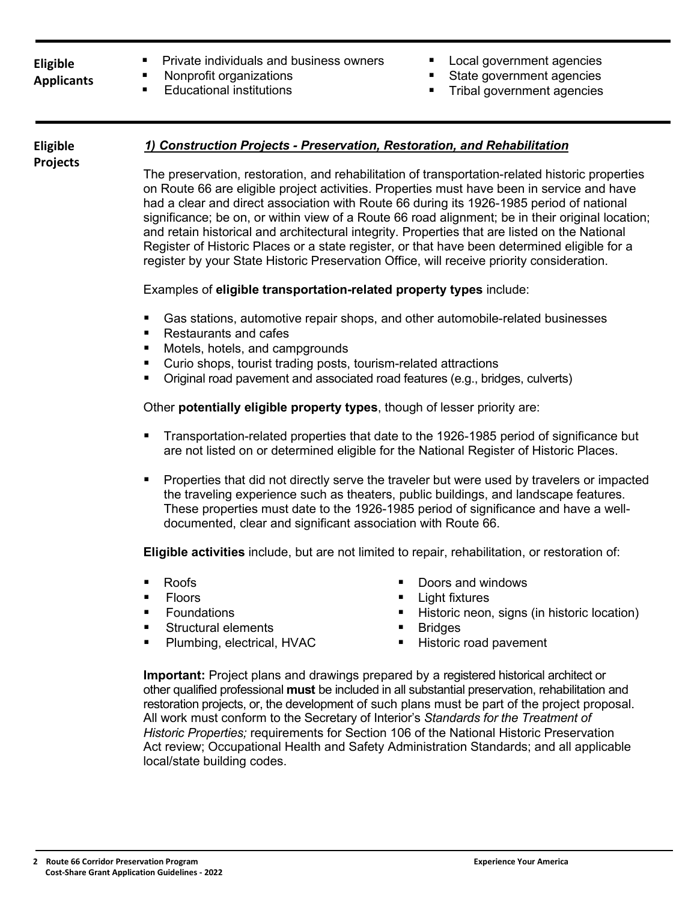## Eligible Applicants

- Private individuals and business owners
- Nonprofit organizations
- Educational institutions
- Local government agencies
- State government agencies
- Tribal government agencies

## Eligible Projects

### *1) Construction Projects - Preservation, Restoration, and Rehabilitation*

The preservation, restoration, and rehabilitation of transportation-related historic properties on Route 66 are eligible project activities. Properties must have been in service and have had a clear and direct association with Route 66 during its 1926-1985 period of national significance; be on, or within view of a Route 66 road alignment; be in their original location; and retain historical and architectural integrity. Properties that are listed on the National Register of Historic Places or a state register, or that have been determined eligible for a register by your State Historic Preservation Office, will receive priority consideration.

Examples of **eligible transportation-related property types** include:

- Gas stations, automotive repair shops, and other automobile-related businesses
- Restaurants and cafes
- Motels, hotels, and campgrounds
- Curio shops, tourist trading posts, tourism-related attractions
- Original road pavement and associated road features (e.g., bridges, culverts)

Other **potentially eligible property types**, though of lesser priority are:

- Transportation-related properties that date to the 1926-1985 period of significance but are not listed on or determined eligible for the National Register of Historic Places.
- Properties that did not directly serve the traveler but were used by travelers or impacted the traveling experience such as theaters, public buildings, and landscape features. These properties must date to the 1926-1985 period of significance and have a well-documented, clear and significant association with Route 66.

**Eligible activities** include, but are not limited to repair, rehabilitation, or restoration of:

- Roofs
- Floors
- Foundations
- Structural elements
- Plumbing, electrical, HVAC
- Doors and windows
- Light fixtures
- Historic neon, signs (in historic location)
- Bridges
- Historic road pavement

**Important:** Project plans and drawings prepared by a registered historical architect or other qualified professional **must** be included in all substantial preservation, rehabilitation and restoration projects, or, the development of such plans must be part of the project proposal. All work must conform to the Secretary of Interior's *Standards for the Treatment of Historic Properties;* requirements for Section 106 of the National Historic Preservation Act review; Occupational Health and Safety Administration Standards; and all applicable local/state building codes.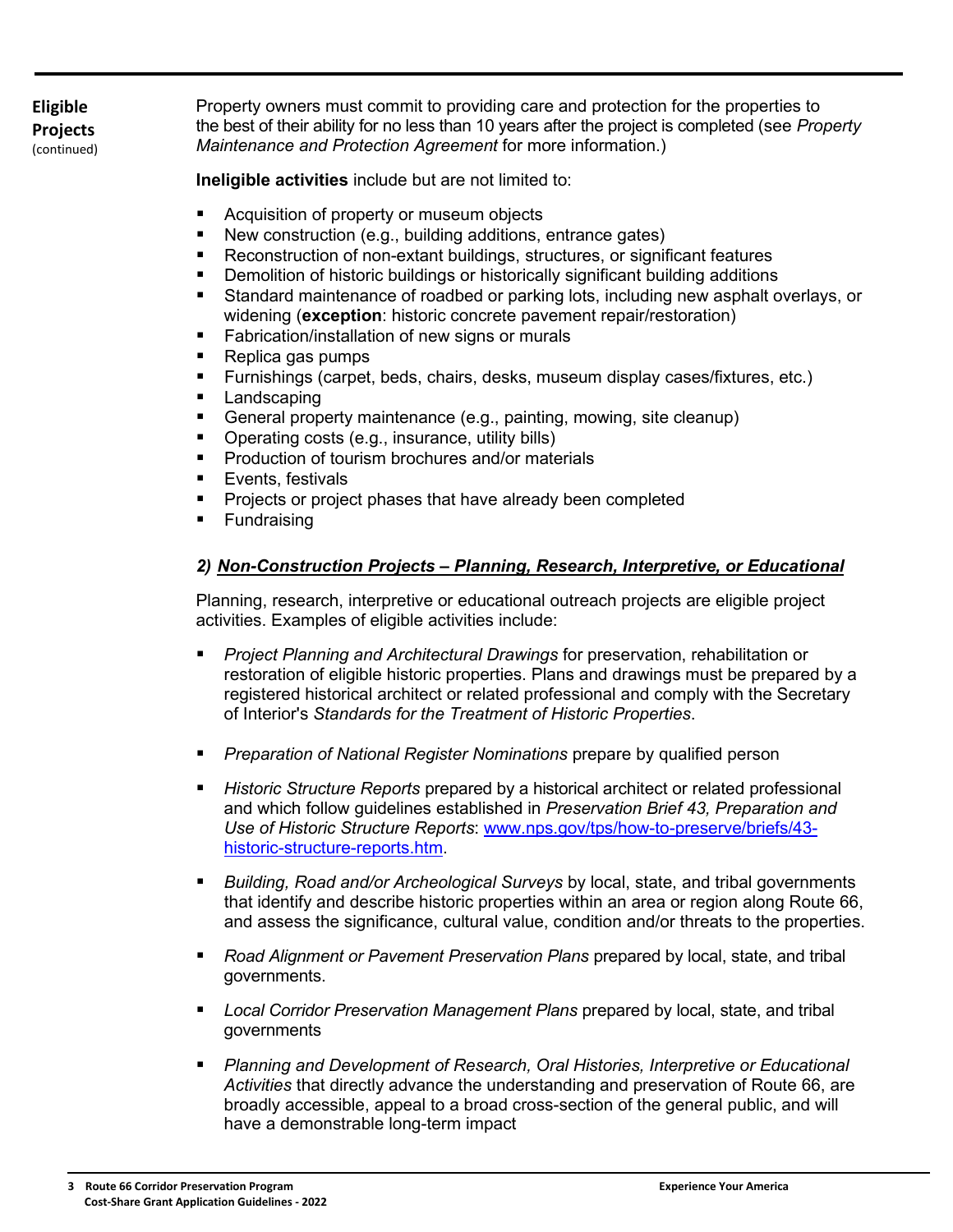**Eligible Projects** (continued)

Property owners must commit to providing care and protection for the properties to the best of their ability for no less than 10 years after the project is completed (see *Property Maintenance and Protection Agreement* for more information.)

**Ineligible activities** include but are not limited to:

- Acquisition of property or museum objects
- New construction (e.g., building additions, entrance gates)
- Reconstruction of non-extant buildings, structures, or significant features
- Demolition of historic buildings or historically significant building additions
- Standard maintenance of roadbed or parking lots, including new asphalt overlays, or widening (**exception**: historic concrete pavement repair/restoration)
- Fabrication/installation of new signs or murals
- Replica gas pumps
- Furnishings (carpet, beds, chairs, desks, museum display cases/fixtures, etc.)
- Landscaping
- General property maintenance (e.g., painting, mowing, site cleanup)
- Operating costs (e.g., insurance, utility bills)
- Production of tourism brochures and/or materials
- Events, festivals
- Projects or project phases that have already been completed
- Fundraising

### *2) Non-Construction Projects – Planning, Research, Interpretive, or Educational*

Planning, research, interpretive or educational outreach projects are eligible project activities. Examples of eligible activities include:

- *Project Planning and Architectural Drawings* for preservation, rehabilitation or restoration of eligible historic properties. Plans and drawings must be prepared by a registered historical architect or related professional and comply with the Secretary of Interior's *Standards for the Treatment of Historic Properties*.

- *Preparation of National Register Nominations* prepare by qualified person

- *Historic Structure Reports* prepared by a historical architect or related professional and which follow guidelines established in *Preservation Brief 43, Preparation and Use of Historic Structure Reports*: [www.nps.gov/tps/how-to-preserve/briefs/43-historic-structure-reports.htm](www.nps.gov/tps/how-to-preserve/briefs/43-historic-structure-reports.htm).

- *Building, Road and/or Archeological Surveys* by local, state, and tribal governments that identify and describe historic properties within an area or region along Route 66, and assess the significance, cultural value, condition and/or threats to the properties.

- *Road Alignment or Pavement Preservation Plans* prepared by local, state, and tribal governments.

- *Local Corridor Preservation Management Plans* prepared by local, state, and tribal governments

- *Planning and Development of Research, Oral Histories, Interpretive or Educational Activities* that directly advance the understanding and preservation of Route 66, are broadly accessible, appeal to a broad cross-section of the general public, and will have a demonstrable long-term impact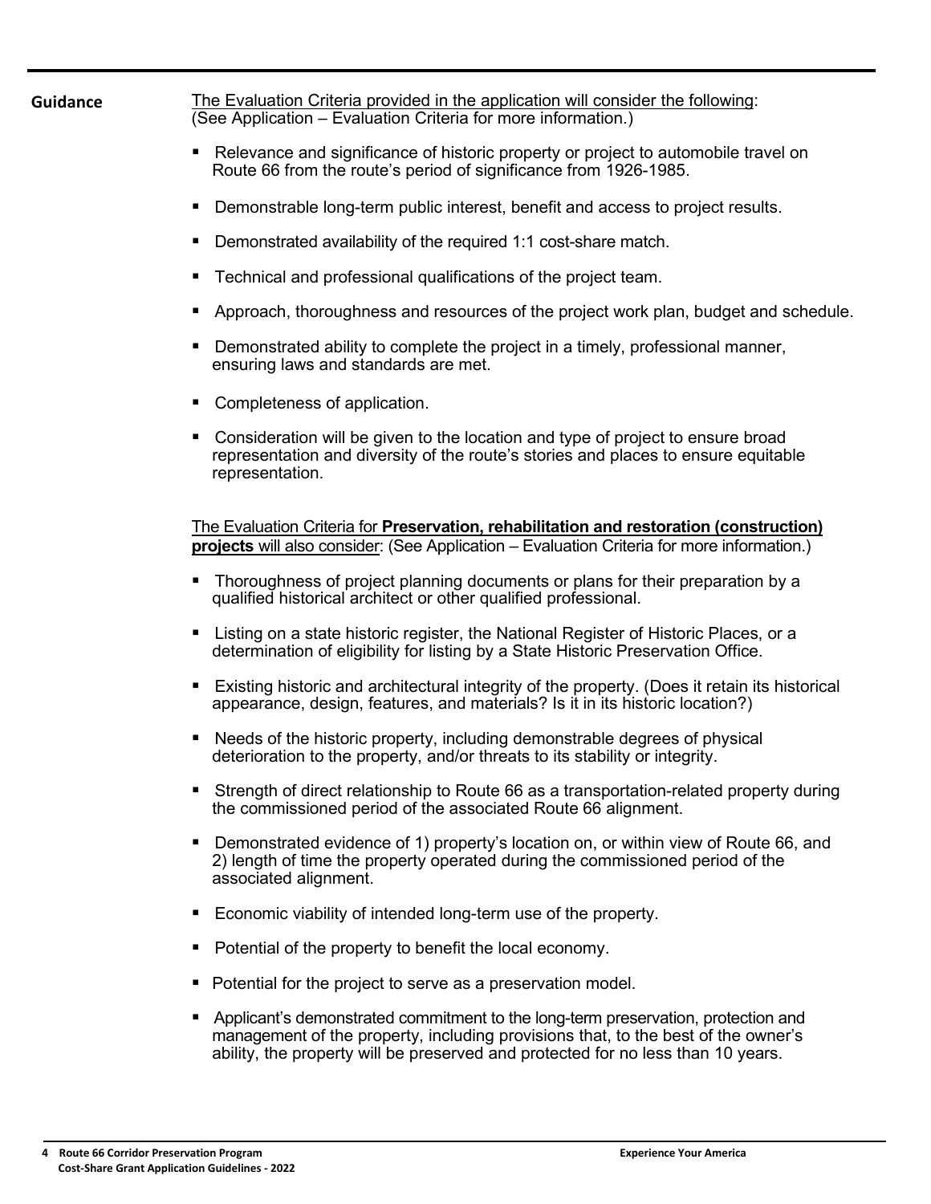**Guidance**

The Evaluation Criteria provided in the application will consider the following: (See Application – Evaluation Criteria for more information.)

- Relevance and significance of historic property or project to automobile travel on Route 66 from the route's period of significance from 1926-1985.
- Demonstrable long-term public interest, benefit and access to project results.
- Demonstrated availability of the required 1:1 cost-share match.
- Technical and professional qualifications of the project team.
- Approach, thoroughness and resources of the project work plan, budget and schedule.
- Demonstrated ability to complete the project in a timely, professional manner, ensuring laws and standards are met.
- Completeness of application.
- Consideration will be given to the location and type of project to ensure broad representation and diversity of the route's stories and places to ensure equitable representation.

The Evaluation Criteria for **Preservation, rehabilitation and restoration (construction) projects** will also consider: (See Application – Evaluation Criteria for more information.)

- Thoroughness of project planning documents or plans for their preparation by a qualified historical architect or other qualified professional.
- Listing on a state historic register, the National Register of Historic Places, or a determination of eligibility for listing by a State Historic Preservation Office.
- Existing historic and architectural integrity of the property. (Does it retain its historical appearance, design, features, and materials? Is it in its historic location?)
- Needs of the historic property, including demonstrable degrees of physical deterioration to the property, and/or threats to its stability or integrity.
- Strength of direct relationship to Route 66 as a transportation-related property during the commissioned period of the associated Route 66 alignment.
- Demonstrated evidence of 1) property's location on, or within view of Route 66, and 2) length of time the property operated during the commissioned period of the associated alignment.
- Economic viability of intended long-term use of the property.
- Potential of the property to benefit the local economy.
- Potential for the project to serve as a preservation model.
- Applicant's demonstrated commitment to the long-term preservation, protection and management of the property, including provisions that, to the best of the owner's ability, the property will be preserved and protected for no less than 10 years.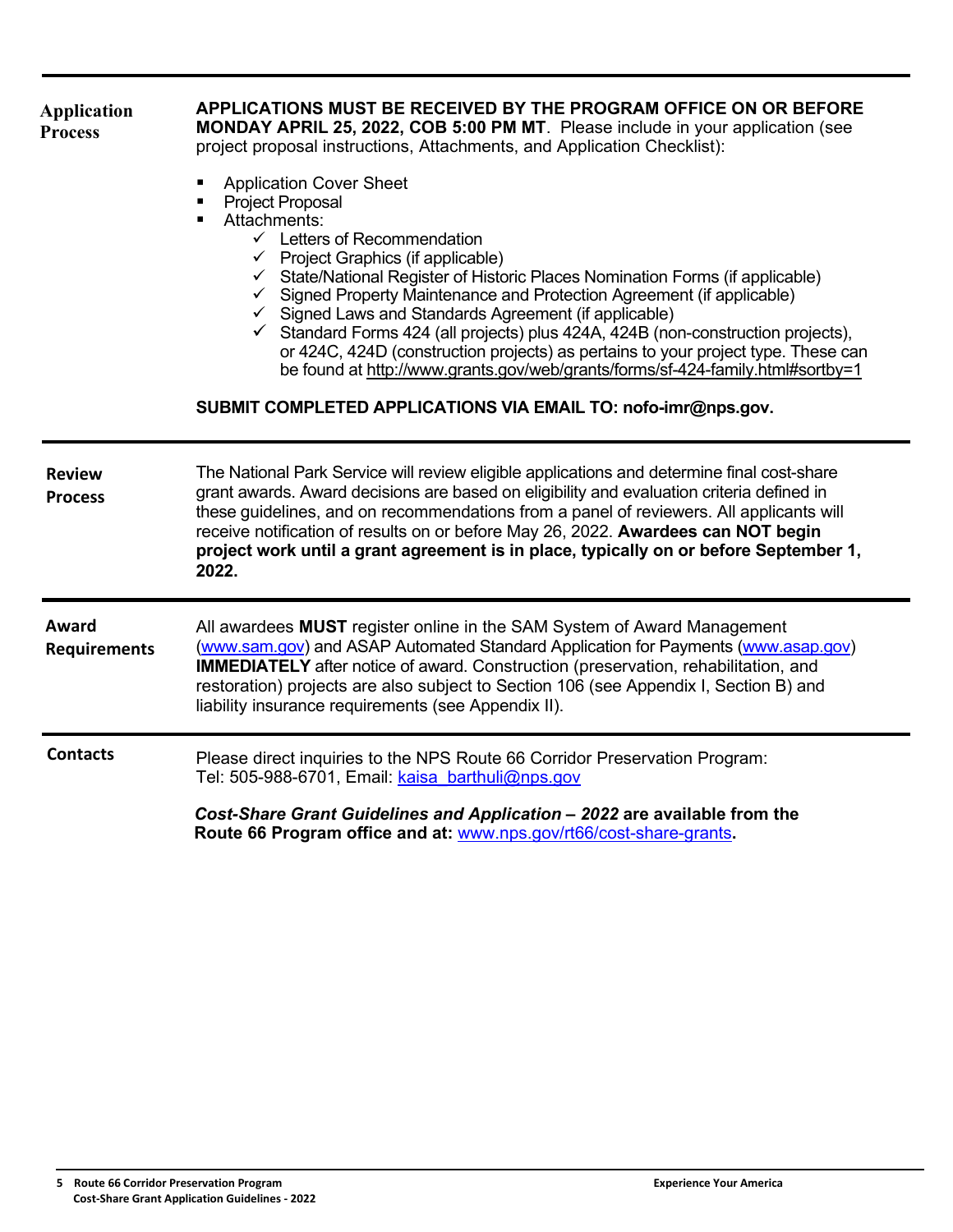## Application Process

**APPLICATIONS MUST BE RECEIVED BY THE PROGRAM OFFICE ON OR BEFORE MONDAY APRIL 25, 2022, COB 5:00 PM MT**. Please include in your application (see project proposal instructions, Attachments, and Application Checklist):

- Application Cover Sheet
- Project Proposal
- Attachments:
  - ✓ Letters of Recommendation
  - ✓ Project Graphics (if applicable)
  - ✓ State/National Register of Historic Places Nomination Forms (if applicable)
  - ✓ Signed Property Maintenance and Protection Agreement (if applicable)
  - ✓ Signed Laws and Standards Agreement (if applicable)
  - ✓ Standard Forms 424 (all projects) plus 424A, 424B (non-construction projects), or 424C, 424D (construction projects) as pertains to your project type. These can be found at http://www.grants.gov/web/grants/forms/sf-424-family.html#sortby=1

**SUBMIT COMPLETED APPLICATIONS VIA EMAIL TO: nofo-imr@nps.gov.**

## Review Process

The National Park Service will review eligible applications and determine final cost-share grant awards. Award decisions are based on eligibility and evaluation criteria defined in these guidelines, and on recommendations from a panel of reviewers. All applicants will receive notification of results on or before May 26, 2022. **Awardees can NOT begin project work until a grant agreement is in place, typically on or before September 1, 2022.**

## Award Requirements

All awardees **MUST** register online in the SAM System of Award Management (www.sam.gov) and ASAP Automated Standard Application for Payments (www.asap.gov) **IMMEDIATELY** after notice of award. Construction (preservation, rehabilitation, and restoration) projects are also subject to Section 106 (see Appendix I, Section B) and liability insurance requirements (see Appendix II).

## Contacts

Please direct inquiries to the NPS Route 66 Corridor Preservation Program:
Tel: 505-988-6701, Email: kaisa_barthuli@nps.gov

***Cost-Share Grant Guidelines and Application – 2022* are available from the Route 66 Program office and at: www.nps.gov/rt66/cost-share-grants.**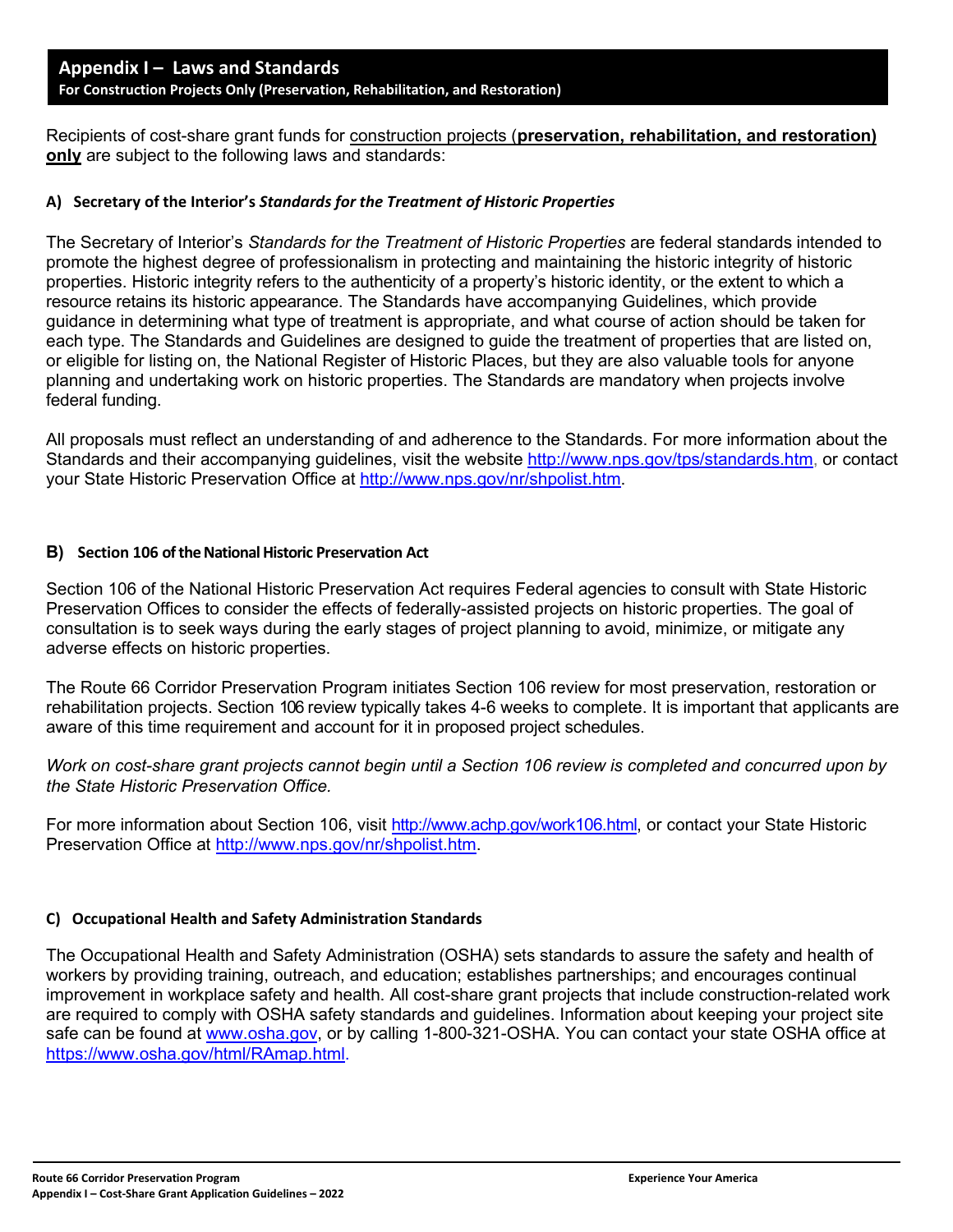# Appendix I – Laws and Standards

**For Construction Projects Only (Preservation, Rehabilitation, and Restoration)**

Recipients of cost-share grant funds for construction projects (**preservation, rehabilitation, and restoration) only** are subject to the following laws and standards:

## A) Secretary of the Interior's *Standards for the Treatment of Historic Properties*

The Secretary of Interior's *Standards for the Treatment of Historic Properties* are federal standards intended to promote the highest degree of professionalism in protecting and maintaining the historic integrity of historic properties. Historic integrity refers to the authenticity of a property's historic identity, or the extent to which a resource retains its historic appearance. The Standards have accompanying Guidelines, which provide guidance in determining what type of treatment is appropriate, and what course of action should be taken for each type. The Standards and Guidelines are designed to guide the treatment of properties that are listed on, or eligible for listing on, the National Register of Historic Places, but they are also valuable tools for anyone planning and undertaking work on historic properties. The Standards are mandatory when projects involve federal funding.

All proposals must reflect an understanding of and adherence to the Standards. For more information about the Standards and their accompanying guidelines, visit the website http://www.nps.gov/tps/standards.htm, or contact your State Historic Preservation Office at http://www.nps.gov/nr/shpolist.htm.

## B) Section 106 of the National Historic Preservation Act

Section 106 of the National Historic Preservation Act requires Federal agencies to consult with State Historic Preservation Offices to consider the effects of federally-assisted projects on historic properties. The goal of consultation is to seek ways during the early stages of project planning to avoid, minimize, or mitigate any adverse effects on historic properties.

The Route 66 Corridor Preservation Program initiates Section 106 review for most preservation, restoration or rehabilitation projects. Section 106 review typically takes 4-6 weeks to complete. It is important that applicants are aware of this time requirement and account for it in proposed project schedules.

*Work on cost-share grant projects cannot begin until a Section 106 review is completed and concurred upon by the State Historic Preservation Office.*

For more information about Section 106, visit http://www.achp.gov/work106.html, or contact your State Historic Preservation Office at http://www.nps.gov/nr/shpolist.htm.

## C) Occupational Health and Safety Administration Standards

The Occupational Health and Safety Administration (OSHA) sets standards to assure the safety and health of workers by providing training, outreach, and education; establishes partnerships; and encourages continual improvement in workplace safety and health. All cost-share grant projects that include construction-related work are required to comply with OSHA safety standards and guidelines. Information about keeping your project site safe can be found at www.osha.gov, or by calling 1-800-321-OSHA. You can contact your state OSHA office at https://www.osha.gov/html/RAmap.html.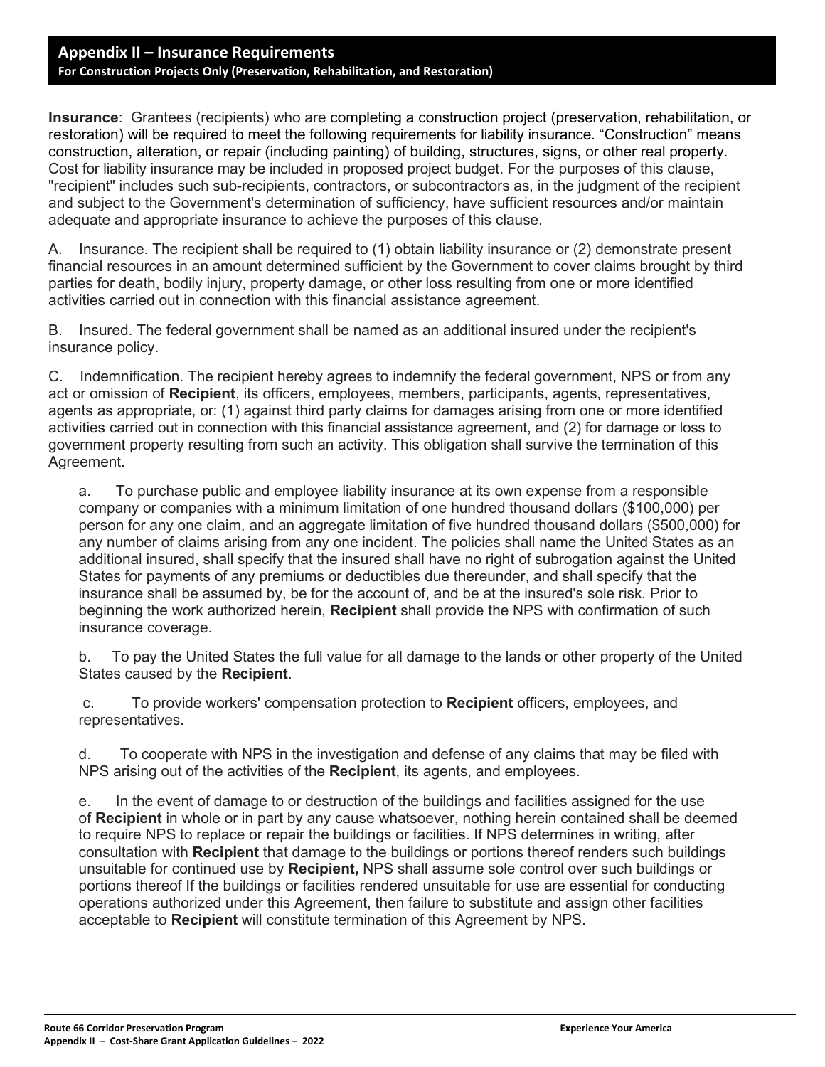## Appendix II – Insurance Requirements

### For Construction Projects Only (Preservation, Rehabilitation, and Restoration)

**Insurance**: Grantees (recipients) who are completing a construction project (preservation, rehabilitation, or restoration) will be required to meet the following requirements for liability insurance. "Construction" means construction, alteration, or repair (including painting) of building, structures, signs, or other real property. Cost for liability insurance may be included in proposed project budget. For the purposes of this clause, "recipient" includes such sub-recipients, contractors, or subcontractors as, in the judgment of the recipient and subject to the Government's determination of sufficiency, have sufficient resources and/or maintain adequate and appropriate insurance to achieve the purposes of this clause.

A. Insurance. The recipient shall be required to (1) obtain liability insurance or (2) demonstrate present financial resources in an amount determined sufficient by the Government to cover claims brought by third parties for death, bodily injury, property damage, or other loss resulting from one or more identified activities carried out in connection with this financial assistance agreement.

B. Insured. The federal government shall be named as an additional insured under the recipient's insurance policy.

C. Indemnification. The recipient hereby agrees to indemnify the federal government, NPS or from any act or omission of **Recipient**, its officers, employees, members, participants, agents, representatives, agents as appropriate, or: (1) against third party claims for damages arising from one or more identified activities carried out in connection with this financial assistance agreement, and (2) for damage or loss to government property resulting from such an activity. This obligation shall survive the termination of this Agreement.

a. To purchase public and employee liability insurance at its own expense from a responsible company or companies with a minimum limitation of one hundred thousand dollars ($100,000) per person for any one claim, and an aggregate limitation of five hundred thousand dollars ($500,000) for any number of claims arising from any one incident. The policies shall name the United States as an additional insured, shall specify that the insured shall have no right of subrogation against the United States for payments of any premiums or deductibles due thereunder, and shall specify that the insurance shall be assumed by, be for the account of, and be at the insured's sole risk. Prior to beginning the work authorized herein, **Recipient** shall provide the NPS with confirmation of such insurance coverage.

b. To pay the United States the full value for all damage to the lands or other property of the United States caused by the **Recipient**.

c. To provide workers' compensation protection to **Recipient** officers, employees, and representatives.

d. To cooperate with NPS in the investigation and defense of any claims that may be filed with NPS arising out of the activities of the **Recipient**, its agents, and employees.

e. In the event of damage to or destruction of the buildings and facilities assigned for the use of **Recipient** in whole or in part by any cause whatsoever, nothing herein contained shall be deemed to require NPS to replace or repair the buildings or facilities. If NPS determines in writing, after consultation with **Recipient** that damage to the buildings or portions thereof renders such buildings unsuitable for continued use by **Recipient,** NPS shall assume sole control over such buildings or portions thereof If the buildings or facilities rendered unsuitable for use are essential for conducting operations authorized under this Agreement, then failure to substitute and assign other facilities acceptable to **Recipient** will constitute termination of this Agreement by NPS.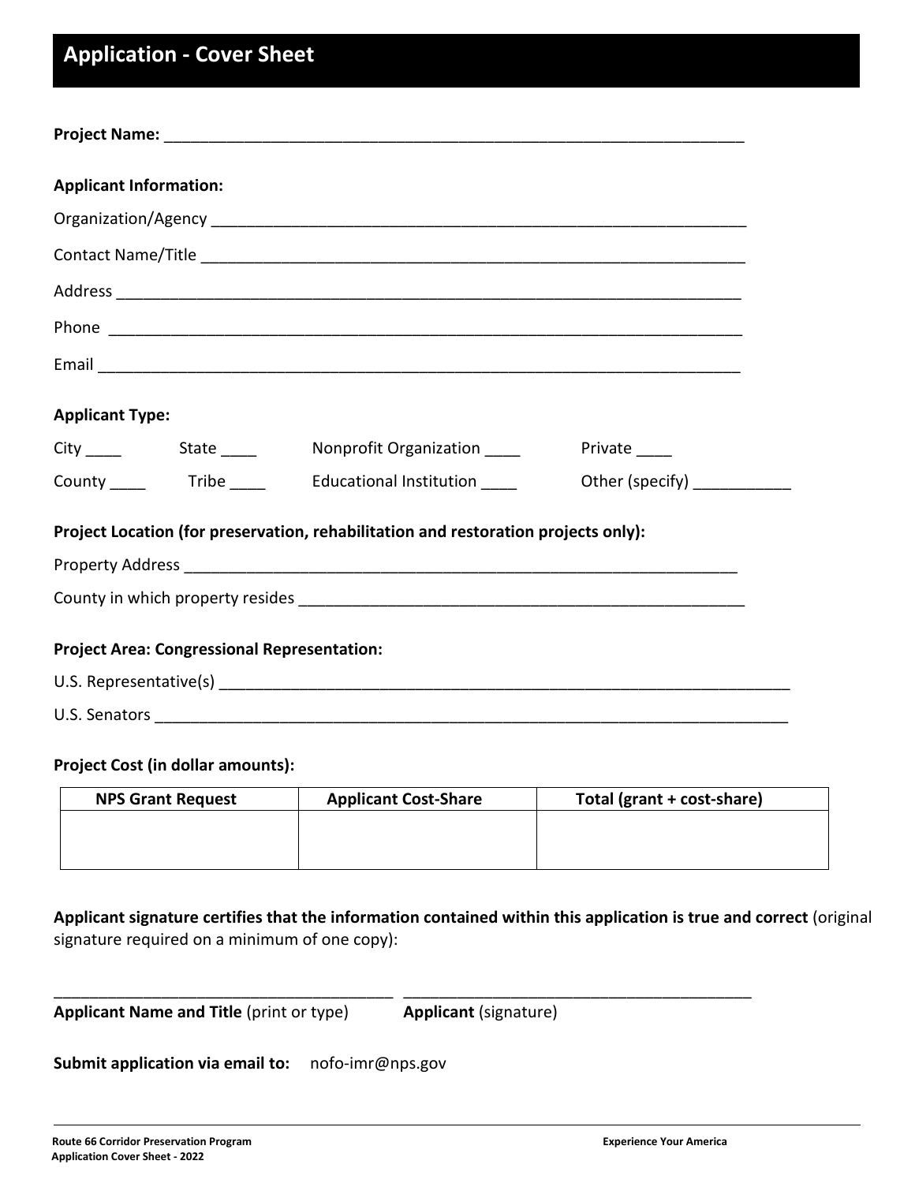# Application - Cover Sheet

**Project Name:** ____________________________________________________________________

**Applicant Information:**

Organization/Agency ____________________________________________________________

Contact Name/Title ______________________________________________________________

Address ________________________________________________________________________

Phone _________________________________________________________________________

Email _________________________________________________________________________

**Applicant Type:**

City ____ State ____ Nonprofit Organization ____ Private ____

County ____ Tribe ____ Educational Institution ____ Other (specify) ___________

**Project Location (for preservation, rehabilitation and restoration projects only):**

Property Address ____________________________________________________________

County in which property resides _____________________________________________________

**Project Area: Congressional Representation:**

U.S. Representative(s) ______________________________________________________________

U.S. Senators _______________________________________________________________________

**Project Cost (in dollar amounts):**

| NPS Grant Request | Applicant Cost-Share | Total (grant + cost-share) |
|---|---|---|
| | | |

**Applicant signature certifies that the information contained within this application is true and correct** (original signature required on a minimum of one copy):

______________________________________ ________________________________________

**Applicant Name and Title** (print or type) **Applicant** (signature)

**Submit application via email to:** nofo-imr@nps.gov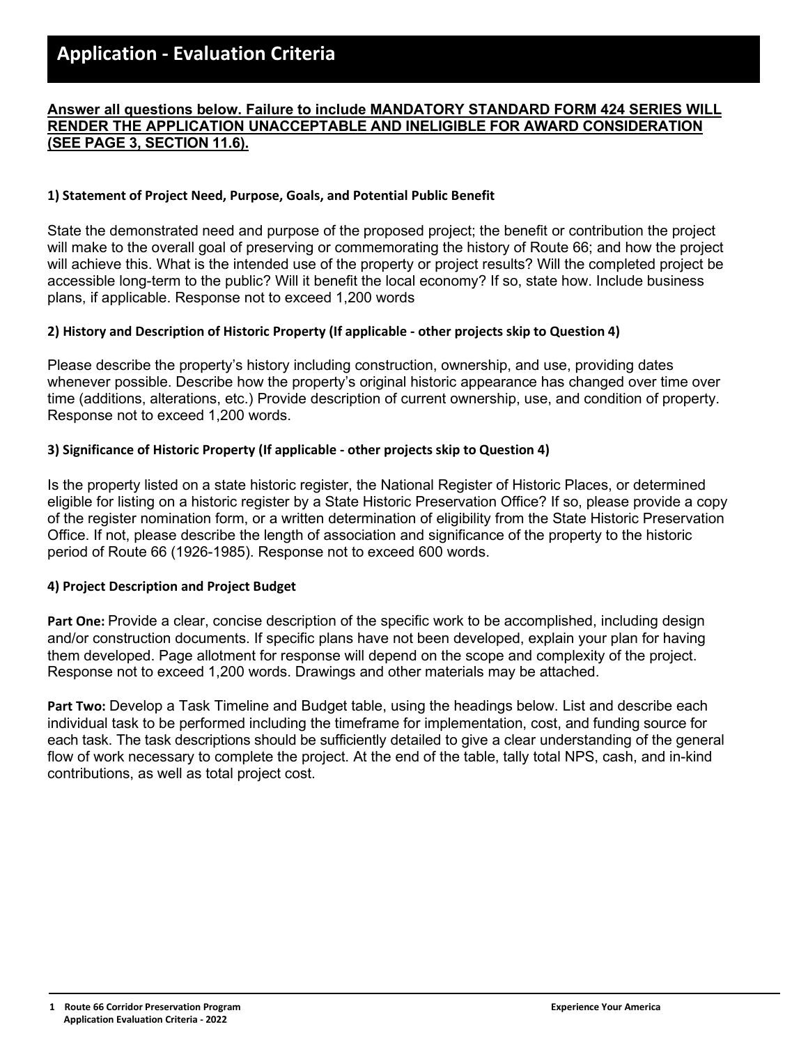# Application - Evaluation Criteria

**Answer all questions below. Failure to include MANDATORY STANDARD FORM 424 SERIES WILL RENDER THE APPLICATION UNACCEPTABLE AND INELIGIBLE FOR AWARD CONSIDERATION (SEE PAGE 3, SECTION 11.6).**

### 1) Statement of Project Need, Purpose, Goals, and Potential Public Benefit

State the demonstrated need and purpose of the proposed project; the benefit or contribution the project will make to the overall goal of preserving or commemorating the history of Route 66; and how the project will achieve this. What is the intended use of the property or project results? Will the completed project be accessible long-term to the public? Will it benefit the local economy? If so, state how. Include business plans, if applicable. Response not to exceed 1,200 words

### 2) History and Description of Historic Property (If applicable - other projects skip to Question 4)

Please describe the property's history including construction, ownership, and use, providing dates whenever possible. Describe how the property's original historic appearance has changed over time over time (additions, alterations, etc.) Provide description of current ownership, use, and condition of property. Response not to exceed 1,200 words.

### 3) Significance of Historic Property (If applicable - other projects skip to Question 4)

Is the property listed on a state historic register, the National Register of Historic Places, or determined eligible for listing on a historic register by a State Historic Preservation Office? If so, please provide a copy of the register nomination form, or a written determination of eligibility from the State Historic Preservation Office. If not, please describe the length of association and significance of the property to the historic period of Route 66 (1926-1985). Response not to exceed 600 words.

### 4) Project Description and Project Budget

**Part One:** Provide a clear, concise description of the specific work to be accomplished, including design and/or construction documents. If specific plans have not been developed, explain your plan for having them developed. Page allotment for response will depend on the scope and complexity of the project. Response not to exceed 1,200 words. Drawings and other materials may be attached.

**Part Two:** Develop a Task Timeline and Budget table, using the headings below. List and describe each individual task to be performed including the timeframe for implementation, cost, and funding source for each task. The task descriptions should be sufficiently detailed to give a clear understanding of the general flow of work necessary to complete the project. At the end of the table, tally total NPS, cash, and in-kind contributions, as well as total project cost.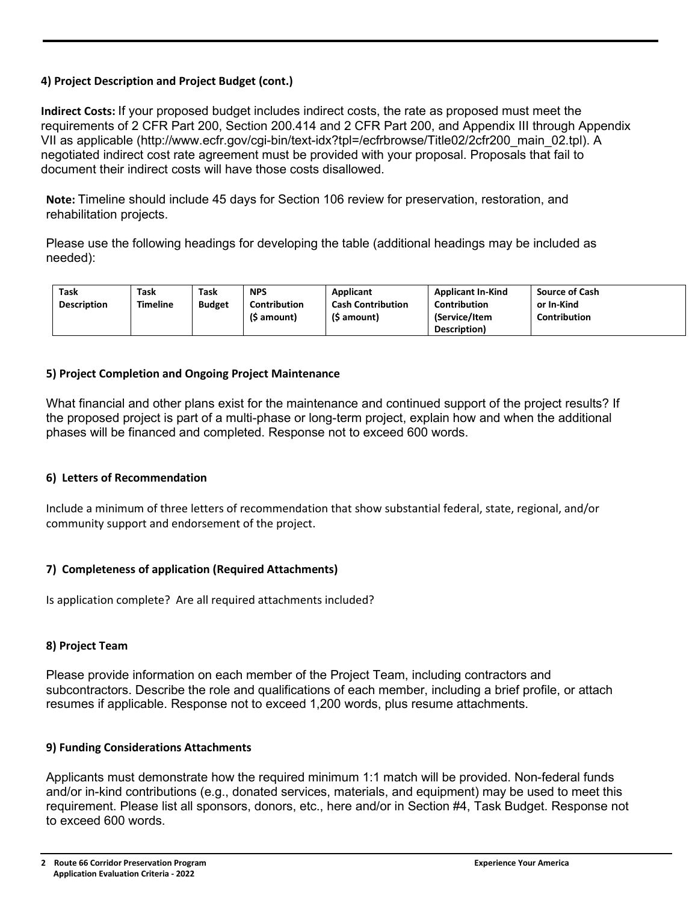#### 4) Project Description and Project Budget (cont.)

**Indirect Costs:** If your proposed budget includes indirect costs, the rate as proposed must meet the requirements of 2 CFR Part 200, Section 200.414 and 2 CFR Part 200, and Appendix III through Appendix VII as applicable (http://www.ecfr.gov/cgi-bin/text-idx?tpl=/ecfrbrowse/Title02/2cfr200_main_02.tpl). A negotiated indirect cost rate agreement must be provided with your proposal. Proposals that fail to document their indirect costs will have those costs disallowed.

**Note:** Timeline should include 45 days for Section 106 review for preservation, restoration, and rehabilitation projects.

Please use the following headings for developing the table (additional headings may be included as needed):

| Task Description | Task Timeline | Task Budget | NPS Contribution ($ amount) | Applicant Cash Contribution ($ amount) | Applicant In-Kind Contribution (Service/Item Description) | Source of Cash or In-Kind Contribution |
|---|---|---|---|---|---|---|

#### 5) Project Completion and Ongoing Project Maintenance

What financial and other plans exist for the maintenance and continued support of the project results? If the proposed project is part of a multi-phase or long-term project, explain how and when the additional phases will be financed and completed. Response not to exceed 600 words.

#### 6) Letters of Recommendation

Include a minimum of three letters of recommendation that show substantial federal, state, regional, and/or community support and endorsement of the project.

#### 7) Completeness of application (Required Attachments)

Is application complete? Are all required attachments included?

#### 8) Project Team

Please provide information on each member of the Project Team, including contractors and subcontractors. Describe the role and qualifications of each member, including a brief profile, or attach resumes if applicable. Response not to exceed 1,200 words, plus resume attachments.

#### 9) Funding Considerations Attachments

Applicants must demonstrate how the required minimum 1:1 match will be provided. Non-federal funds and/or in-kind contributions (e.g., donated services, materials, and equipment) may be used to meet this requirement. Please list all sponsors, donors, etc., here and/or in Section #4, Task Budget. Response not to exceed 600 words.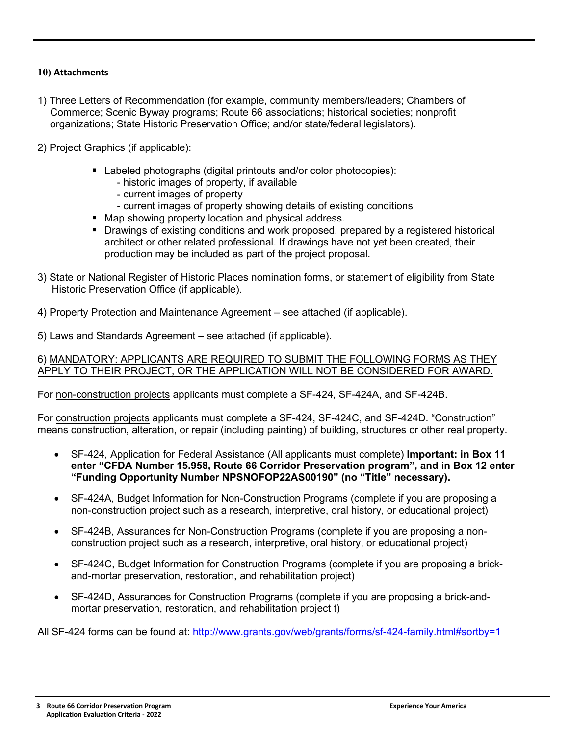### 10) Attachments

1) Three Letters of Recommendation (for example, community members/leaders; Chambers of Commerce; Scenic Byway programs; Route 66 associations; historical societies; nonprofit organizations; State Historic Preservation Office; and/or state/federal legislators).

2) Project Graphics (if applicable):

   - Labeled photographs (digital printouts and/or color photocopies):
     - historic images of property, if available
     - current images of property
     - current images of property showing details of existing conditions
   - Map showing property location and physical address.
   - Drawings of existing conditions and work proposed, prepared by a registered historical architect or other related professional. If drawings have not yet been created, their production may be included as part of the project proposal.

3) State or National Register of Historic Places nomination forms, or statement of eligibility from State Historic Preservation Office (if applicable).

4) Property Protection and Maintenance Agreement – see attached (if applicable).

5) Laws and Standards Agreement – see attached (if applicable).

6) <u>MANDATORY: APPLICANTS ARE REQUIRED TO SUBMIT THE FOLLOWING FORMS AS THEY APPLY TO THEIR PROJECT, OR THE APPLICATION WILL NOT BE CONSIDERED FOR AWARD.</u>

For <u>non-construction projects</u> applicants must complete a SF-424, SF-424A, and SF-424B.

For <u>construction projects</u> applicants must complete a SF-424, SF-424C, and SF-424D. "Construction" means construction, alteration, or repair (including painting) of building, structures or other real property.

- SF-424, Application for Federal Assistance (All applicants must complete) **Important: in Box 11 enter "CFDA Number 15.958, Route 66 Corridor Preservation program", and in Box 12 enter "Funding Opportunity Number NPSNOFOP22AS00190" (no "Title" necessary).**

- SF-424A, Budget Information for Non-Construction Programs (complete if you are proposing a non-construction project such as a research, interpretive, oral history, or educational project)

- SF-424B, Assurances for Non-Construction Programs (complete if you are proposing a non-construction project such as a research, interpretive, oral history, or educational project)

- SF-424C, Budget Information for Construction Programs (complete if you are proposing a brick-and-mortar preservation, restoration, and rehabilitation project)

- SF-424D, Assurances for Construction Programs (complete if you are proposing a brick-and-mortar preservation, restoration, and rehabilitation project t)

All SF-424 forms can be found at: http://www.grants.gov/web/grants/forms/sf-424-family.html#sortby=1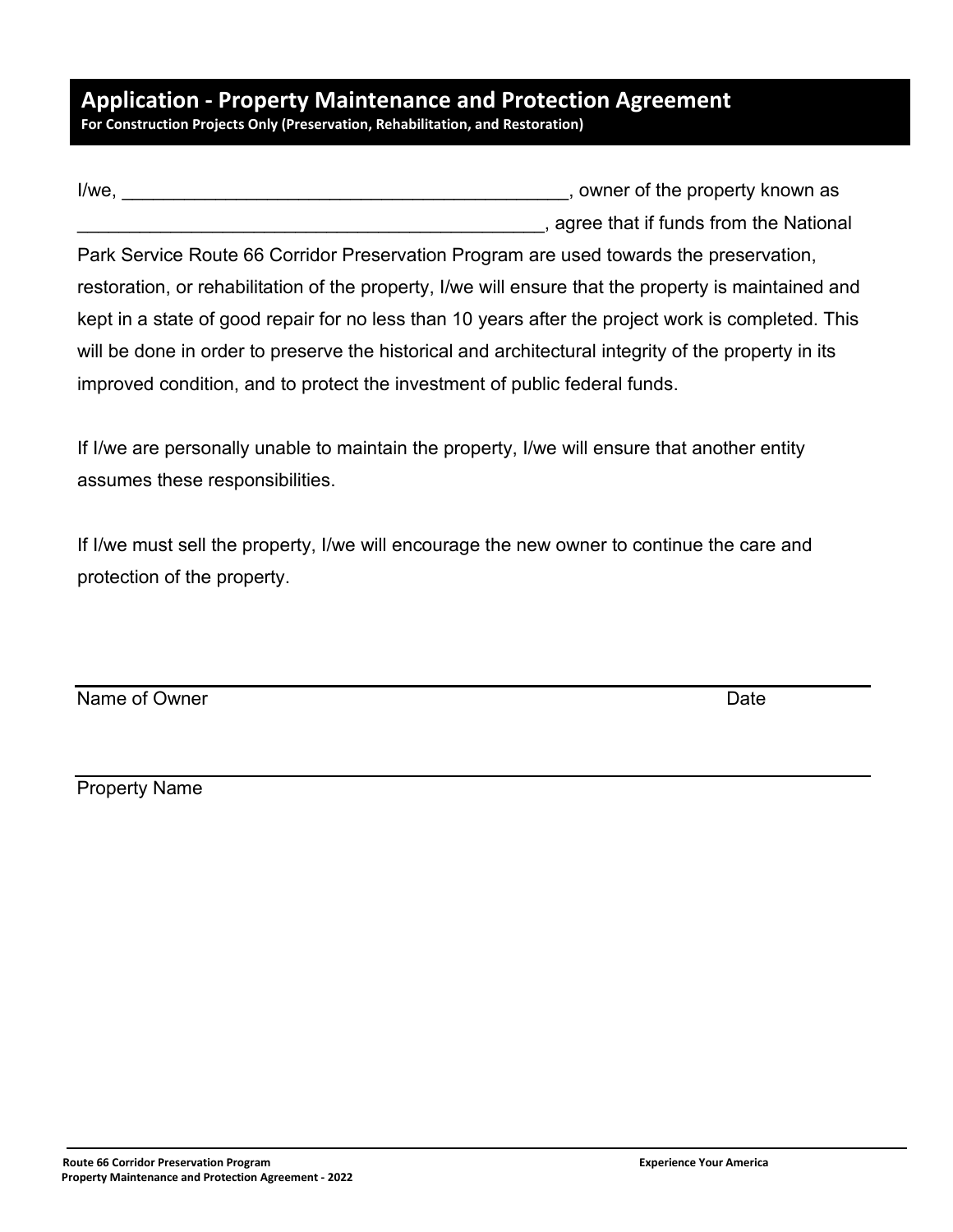## Application - Property Maintenance and Protection Agreement

**For Construction Projects Only (Preservation, Rehabilitation, and Restoration)**

I/we, _____________________________________________, owner of the property known as _______________________________________________, agree that if funds from the National Park Service Route 66 Corridor Preservation Program are used towards the preservation, restoration, or rehabilitation of the property, I/we will ensure that the property is maintained and kept in a state of good repair for no less than 10 years after the project work is completed. This will be done in order to preserve the historical and architectural integrity of the property in its improved condition, and to protect the investment of public federal funds.

If I/we are personally unable to maintain the property, I/we will ensure that another entity assumes these responsibilities.

If I/we must sell the property, I/we will encourage the new owner to continue the care and protection of the property.

_______________________________________________________________________

Name of Owner                                                                                    Date

_______________________________________________________________________

Property Name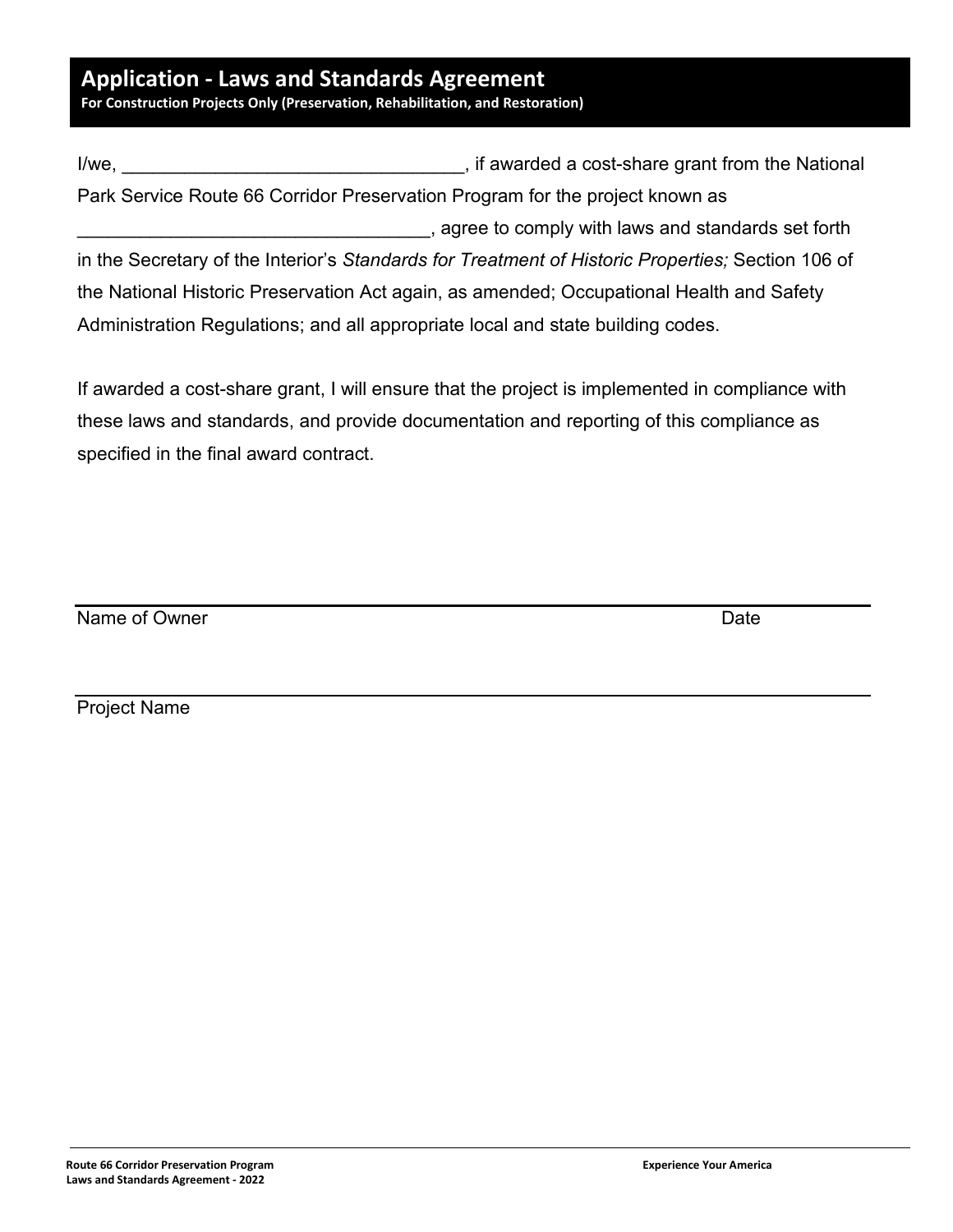# Application - Laws and Standards Agreement

**For Construction Projects Only (Preservation, Rehabilitation, and Restoration)**

I/we, _________________________________, if awarded a cost-share grant from the National Park Service Route 66 Corridor Preservation Program for the project known as __________________________________, agree to comply with laws and standards set forth in the Secretary of the Interior's *Standards for Treatment of Historic Properties;* Section 106 of the National Historic Preservation Act again, as amended; Occupational Health and Safety Administration Regulations; and all appropriate local and state building codes.

If awarded a cost-share grant, I will ensure that the project is implemented in compliance with these laws and standards, and provide documentation and reporting of this compliance as specified in the final award contract.

______________________________________________________________________________

Name of Owner                                                                                                    Date

______________________________________________________________________________

Project Name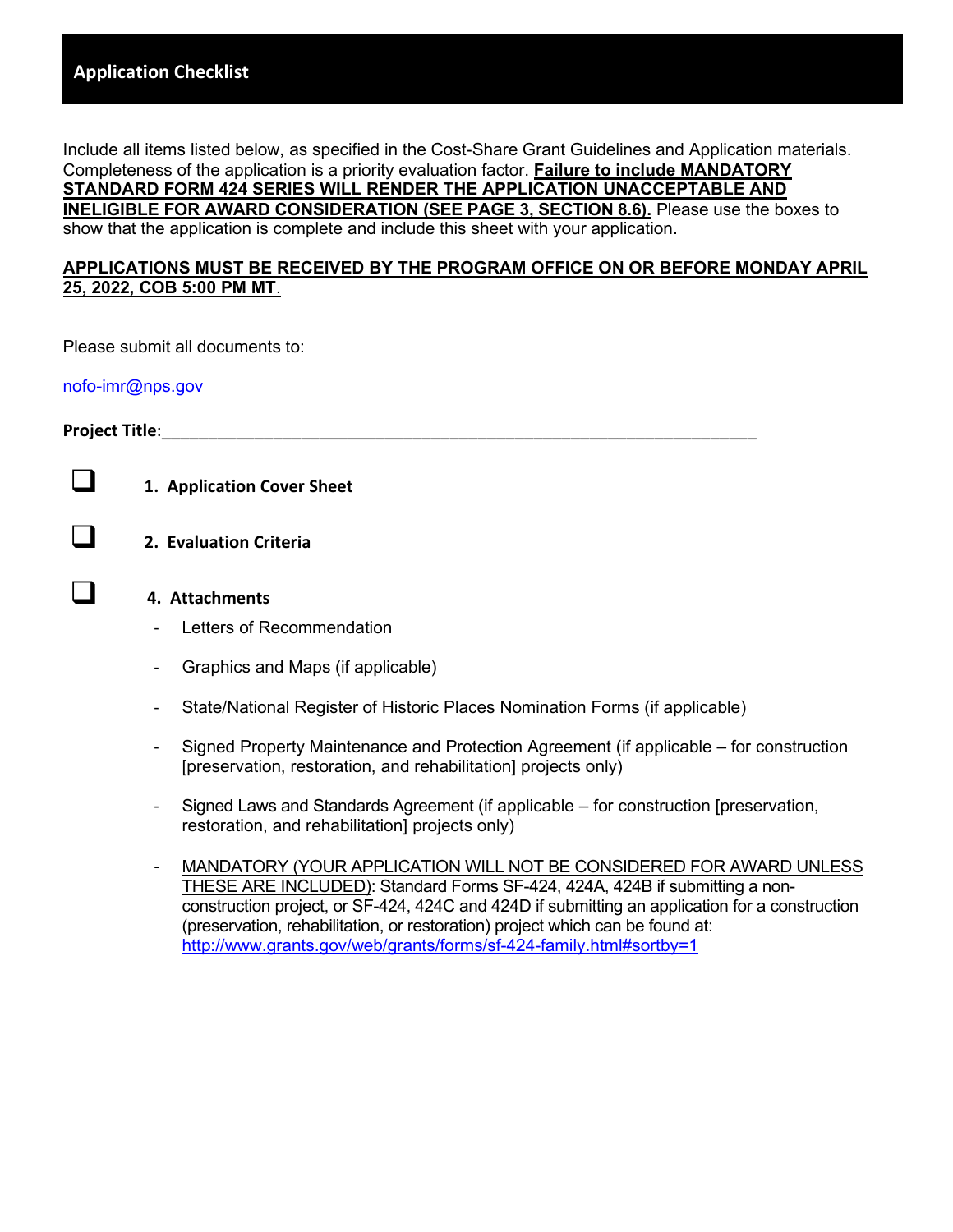## Application Checklist

Include all items listed below, as specified in the Cost-Share Grant Guidelines and Application materials. Completeness of the application is a priority evaluation factor. **Failure to include MANDATORY STANDARD FORM 424 SERIES WILL RENDER THE APPLICATION UNACCEPTABLE AND INELIGIBLE FOR AWARD CONSIDERATION (SEE PAGE 3, SECTION 8.6).** Please use the boxes to show that the application is complete and include this sheet with your application.

**APPLICATIONS MUST BE RECEIVED BY THE PROGRAM OFFICE ON OR BEFORE MONDAY APRIL 25, 2022, COB 5:00 PM MT.**

Please submit all documents to:

nofo-imr@nps.gov

**Project Title**:_______________________________________________________________

- ☐ **1. Application Cover Sheet**
- ☐ **2. Evaluation Criteria**
- ☐ **4. Attachments**
  - Letters of Recommendation
  - Graphics and Maps (if applicable)
  - State/National Register of Historic Places Nomination Forms (if applicable)
  - Signed Property Maintenance and Protection Agreement (if applicable – for construction [preservation, restoration, and rehabilitation] projects only)
  - Signed Laws and Standards Agreement (if applicable – for construction [preservation, restoration, and rehabilitation] projects only)
  - MANDATORY (YOUR APPLICATION WILL NOT BE CONSIDERED FOR AWARD UNLESS THESE ARE INCLUDED): Standard Forms SF-424, 424A, 424B if submitting a non-construction project, or SF-424, 424C and 424D if submitting an application for a construction (preservation, rehabilitation, or restoration) project which can be found at: http://www.grants.gov/web/grants/forms/sf-424-family.html#sortby=1